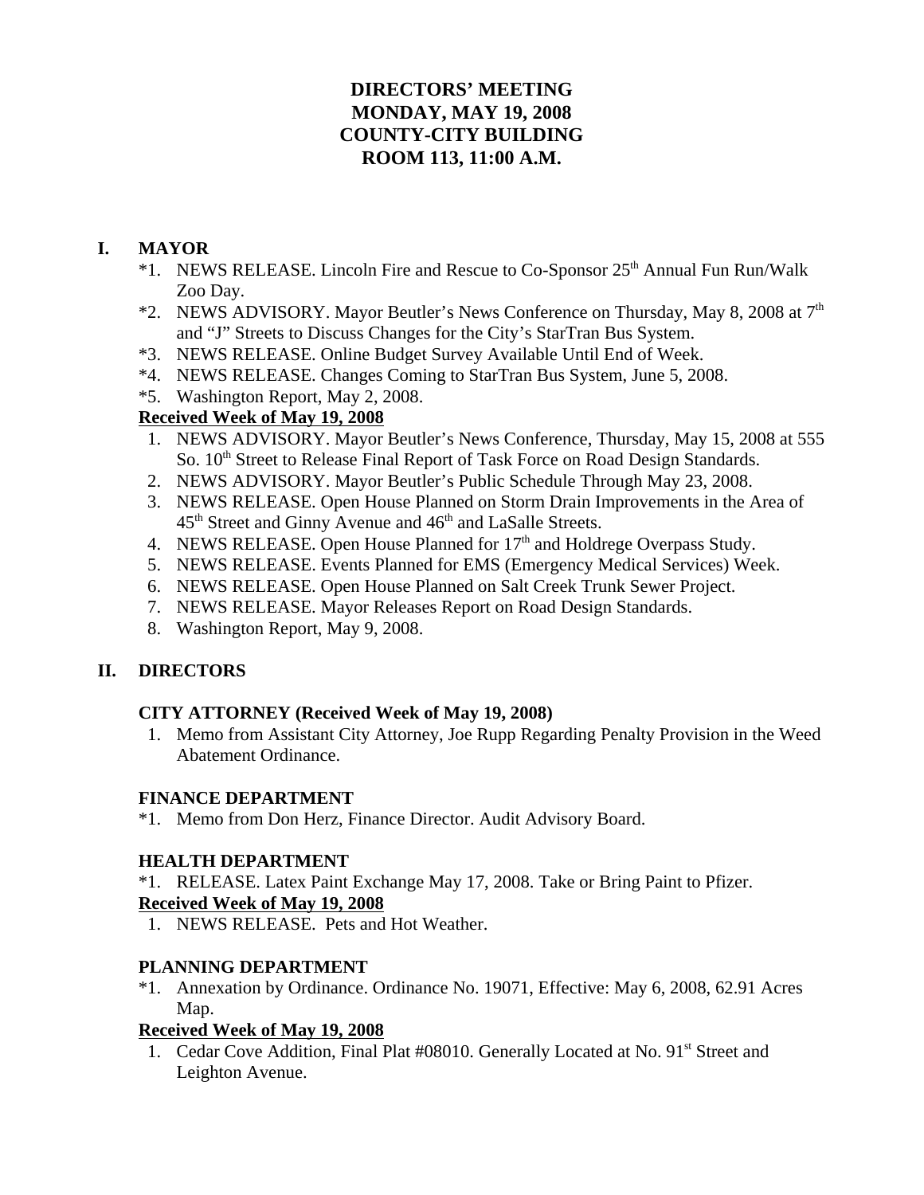# DIRECTORS' MEETING
# MONDAY, MAY 19, 2008
# COUNTY-CITY BUILDING
# ROOM 113, 11:00 A.M.

## I. MAYOR

*1. NEWS RELEASE. Lincoln Fire and Rescue to Co-Sponsor 25th Annual Fun Run/Walk Zoo Day.

*2. NEWS ADVISORY. Mayor Beutler's News Conference on Thursday, May 8, 2008 at 7th and "J" Streets to Discuss Changes for the City's StarTran Bus System.

*3. NEWS RELEASE. Online Budget Survey Available Until End of Week.

*4. NEWS RELEASE. Changes Coming to StarTran Bus System, June 5, 2008.

*5. Washington Report, May 2, 2008.

**Received Week of May 19, 2008**

1. NEWS ADVISORY. Mayor Beutler's News Conference, Thursday, May 15, 2008 at 555 So. 10th Street to Release Final Report of Task Force on Road Design Standards.
2. NEWS ADVISORY. Mayor Beutler's Public Schedule Through May 23, 2008.
3. NEWS RELEASE. Open House Planned on Storm Drain Improvements in the Area of 45th Street and Ginny Avenue and 46th and LaSalle Streets.
4. NEWS RELEASE. Open House Planned for 17th and Holdrege Overpass Study.
5. NEWS RELEASE. Events Planned for EMS (Emergency Medical Services) Week.
6. NEWS RELEASE. Open House Planned on Salt Creek Trunk Sewer Project.
7. NEWS RELEASE. Mayor Releases Report on Road Design Standards.
8. Washington Report, May 9, 2008.

## II. DIRECTORS

### CITY ATTORNEY (Received Week of May 19, 2008)

1. Memo from Assistant City Attorney, Joe Rupp Regarding Penalty Provision in the Weed Abatement Ordinance.

### FINANCE DEPARTMENT

*1. Memo from Don Herz, Finance Director. Audit Advisory Board.

### HEALTH DEPARTMENT

*1. RELEASE. Latex Paint Exchange May 17, 2008. Take or Bring Paint to Pfizer.

**Received Week of May 19, 2008**

1. NEWS RELEASE. Pets and Hot Weather.

### PLANNING DEPARTMENT

*1. Annexation by Ordinance. Ordinance No. 19071, Effective: May 6, 2008, 62.91 Acres Map.

**Received Week of May 19, 2008**

1. Cedar Cove Addition, Final Plat #08010. Generally Located at No. 91st Street and Leighton Avenue.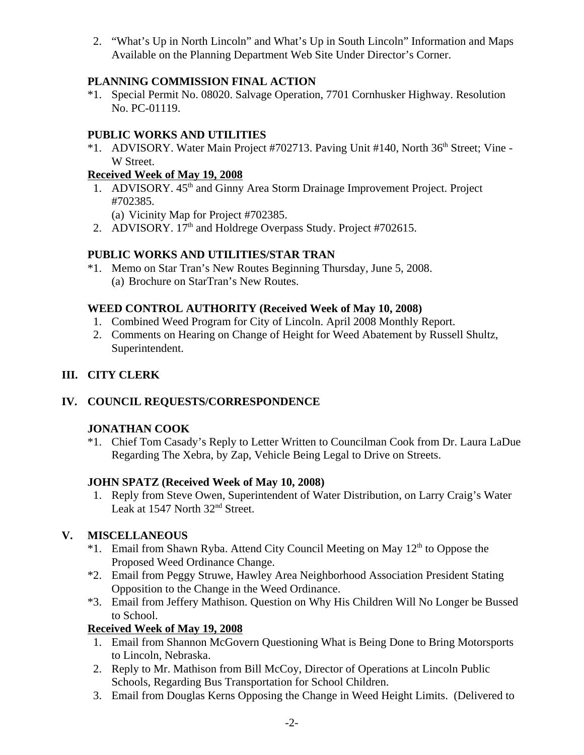2. "What's Up in North Lincoln" and What's Up in South Lincoln" Information and Maps Available on the Planning Department Web Site Under Director's Corner.

**PLANNING COMMISSION FINAL ACTION**

*1. Special Permit No. 08020. Salvage Operation, 7701 Cornhusker Highway. Resolution No. PC-01119.

**PUBLIC WORKS AND UTILITIES**

*1. ADVISORY. Water Main Project #702713. Paving Unit #140, North 36th Street; Vine - W Street.

**Received Week of May 19, 2008**

1. ADVISORY. 45th and Ginny Area Storm Drainage Improvement Project. Project #702385.
   (a) Vicinity Map for Project #702385.
2. ADVISORY. 17th and Holdrege Overpass Study. Project #702615.

**PUBLIC WORKS AND UTILITIES/STAR TRAN**

*1. Memo on Star Tran's New Routes Beginning Thursday, June 5, 2008.
   (a) Brochure on StarTran's New Routes.

**WEED CONTROL AUTHORITY (Received Week of May 10, 2008)**

1. Combined Weed Program for City of Lincoln. April 2008 Monthly Report.
2. Comments on Hearing on Change of Height for Weed Abatement by Russell Shultz, Superintendent.

## III. CITY CLERK

## IV. COUNCIL REQUESTS/CORRESPONDENCE

**JONATHAN COOK**

*1. Chief Tom Casady's Reply to Letter Written to Councilman Cook from Dr. Laura LaDue Regarding The Xebra, by Zap, Vehicle Being Legal to Drive on Streets.

**JOHN SPATZ (Received Week of May 10, 2008)**

1. Reply from Steve Owen, Superintendent of Water Distribution, on Larry Craig's Water Leak at 1547 North 32nd Street.

## V. MISCELLANEOUS

*1. Email from Shawn Ryba. Attend City Council Meeting on May 12th to Oppose the Proposed Weed Ordinance Change.
*2. Email from Peggy Struwe, Hawley Area Neighborhood Association President Stating Opposition to the Change in the Weed Ordinance.
*3. Email from Jeffery Mathison. Question on Why His Children Will No Longer be Bussed to School.

**Received Week of May 19, 2008**

1. Email from Shannon McGovern Questioning What is Being Done to Bring Motorsports to Lincoln, Nebraska.
2. Reply to Mr. Mathison from Bill McCoy, Director of Operations at Lincoln Public Schools, Regarding Bus Transportation for School Children.
3. Email from Douglas Kerns Opposing the Change in Weed Height Limits. (Delivered to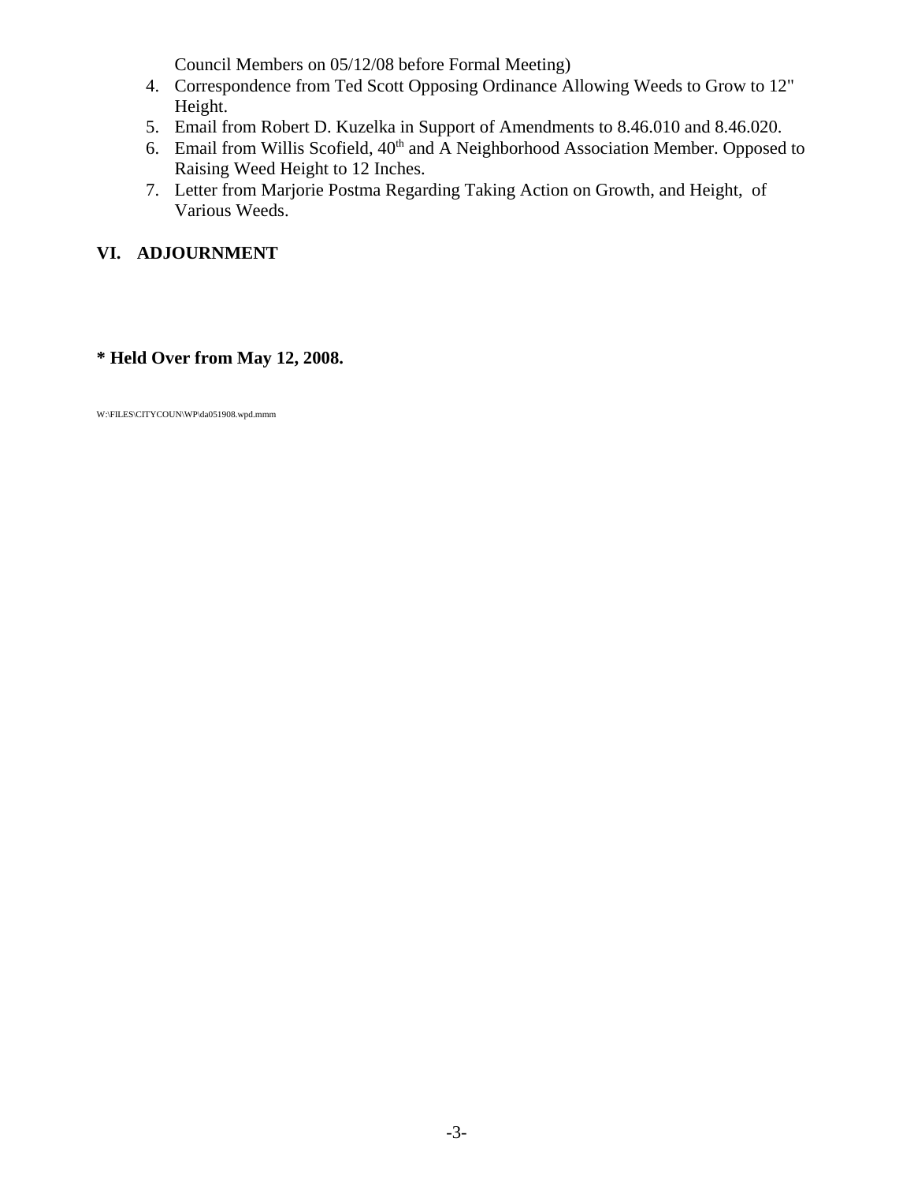Council Members on 05/12/08 before Formal Meeting)

4. Correspondence from Ted Scott Opposing Ordinance Allowing Weeds to Grow to 12" Height.
5. Email from Robert D. Kuzelka in Support of Amendments to 8.46.010 and 8.46.020.
6. Email from Willis Scofield, 40th and A Neighborhood Association Member. Opposed to Raising Weed Height to 12 Inches.
7. Letter from Marjorie Postma Regarding Taking Action on Growth, and Height, of Various Weeds.

## VI. ADJOURNMENT

**\* Held Over from May 12, 2008.**

W:\FILES\CITYCOUN\WP\da051908.wpd.mmm